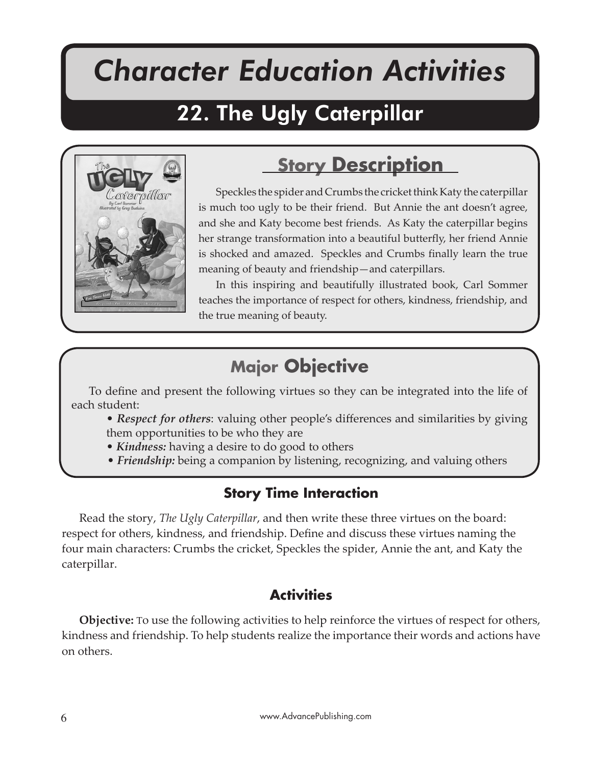# Character Education Activities

## 22. The Ugly Caterpillar

### Story Description

Speckles the spider and Crumbs the cricket think Katy the caterpillar is much too ugly to be their friend. But Annie the ant doesn't agree, and she and Katy become best friends. As Katy the caterpillar begins her strange transformation into a beautiful butterfly, her friend Annie is shocked and amazed. Speckles and Crumbs finally learn the true meaning of beauty and friendship—and caterpillars.

In this inspiring and beautifully illustrated book, Carl Sommer teaches the importance of respect for others, kindness, friendship, and the true meaning of beauty.

### Major Objective

To define and present the following virtues so they can be integrated into the life of each student:

- ***Respect for others***: valuing other people's differences and similarities by giving them opportunities to be who they are
- ***Kindness:*** having a desire to do good to others
- ***Friendship:*** being a companion by listening, recognizing, and valuing others

### Story Time Interaction

Read the story, *The Ugly Caterpillar*, and then write these three virtues on the board: respect for others, kindness, and friendship. Define and discuss these virtues naming the four main characters: Crumbs the cricket, Speckles the spider, Annie the ant, and Katy the caterpillar.

### Activities

**Objective:** To use the following activities to help reinforce the virtues of respect for others, kindness and friendship. To help students realize the importance their words and actions have on others.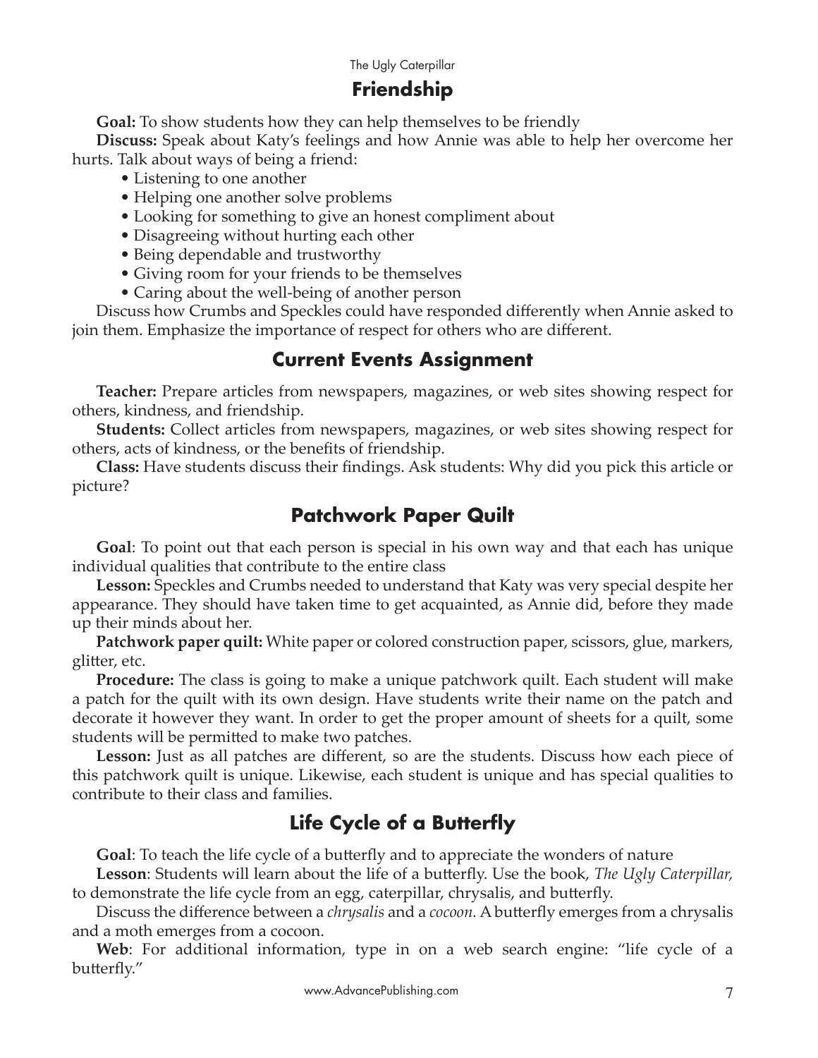## Friendship

**Goal:** To show students how they can help themselves to be friendly

**Discuss:** Speak about Katy's feelings and how Annie was able to help her overcome her hurts. Talk about ways of being a friend:

- Listening to one another
- Helping one another solve problems
- Looking for something to give an honest compliment about
- Disagreeing without hurting each other
- Being dependable and trustworthy
- Giving room for your friends to be themselves
- Caring about the well-being of another person

Discuss how Crumbs and Speckles could have responded differently when Annie asked to join them. Emphasize the importance of respect for others who are different.

## Current Events Assignment

**Teacher:** Prepare articles from newspapers, magazines, or web sites showing respect for others, kindness, and friendship.

**Students:** Collect articles from newspapers, magazines, or web sites showing respect for others, acts of kindness, or the benefits of friendship.

**Class:** Have students discuss their findings. Ask students: Why did you pick this article or picture?

## Patchwork Paper Quilt

**Goal**: To point out that each person is special in his own way and that each has unique individual qualities that contribute to the entire class

**Lesson:** Speckles and Crumbs needed to understand that Katy was very special despite her appearance. They should have taken time to get acquainted, as Annie did, before they made up their minds about her.

**Patchwork paper quilt:** White paper or colored construction paper, scissors, glue, markers, glitter, etc.

**Procedure:** The class is going to make a unique patchwork quilt. Each student will make a patch for the quilt with its own design. Have students write their name on the patch and decorate it however they want. In order to get the proper amount of sheets for a quilt, some students will be permitted to make two patches.

**Lesson:** Just as all patches are different, so are the students. Discuss how each piece of this patchwork quilt is unique. Likewise, each student is unique and has special qualities to contribute to their class and families.

## Life Cycle of a Butterfly

**Goal**: To teach the life cycle of a butterfly and to appreciate the wonders of nature

**Lesson**: Students will learn about the life of a butterfly. Use the book, *The Ugly Caterpillar,* to demonstrate the life cycle from an egg, caterpillar, chrysalis, and butterfly.

Discuss the difference between a *chrysalis* and a *cocoon.* A butterfly emerges from a chrysalis and a moth emerges from a cocoon.

**Web**: For additional information, type in on a web search engine: "life cycle of a butterfly."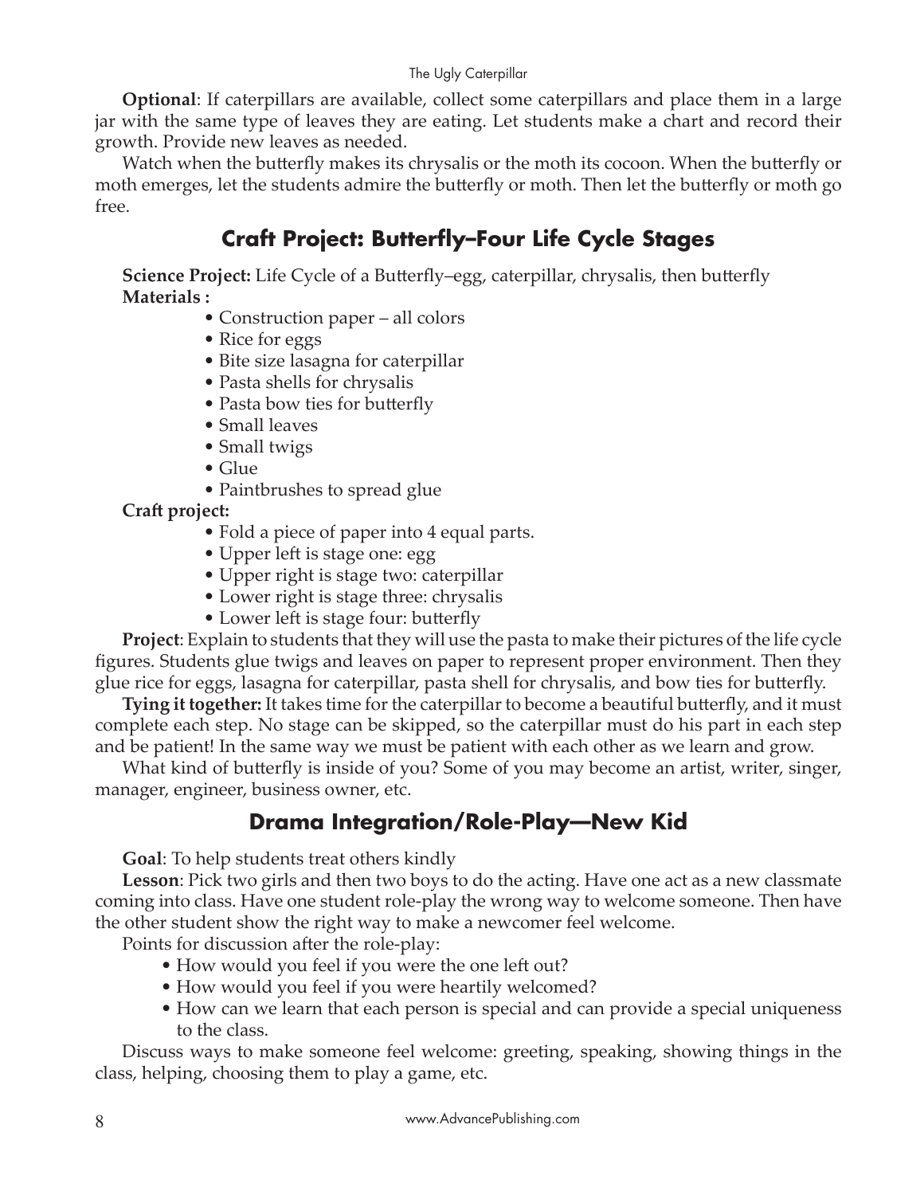**Optional**: If caterpillars are available, collect some caterpillars and place them in a large jar with the same type of leaves they are eating. Let students make a chart and record their growth. Provide new leaves as needed.

Watch when the butterfly makes its chrysalis or the moth its cocoon. When the butterfly or moth emerges, let the students admire the butterfly or moth. Then let the butterfly or moth go free.

## Craft Project: Butterfly–Four Life Cycle Stages

**Science Project:** Life Cycle of a Butterfly–egg, caterpillar, chrysalis, then butterfly

**Materials :**

- Construction paper – all colors
- Rice for eggs
- Bite size lasagna for caterpillar
- Pasta shells for chrysalis
- Pasta bow ties for butterfly
- Small leaves
- Small twigs
- Glue
- Paintbrushes to spread glue

**Craft project:**

- Fold a piece of paper into 4 equal parts.
- Upper left is stage one: egg
- Upper right is stage two: caterpillar
- Lower right is stage three: chrysalis
- Lower left is stage four: butterfly

**Project**: Explain to students that they will use the pasta to make their pictures of the life cycle figures. Students glue twigs and leaves on paper to represent proper environment. Then they glue rice for eggs, lasagna for caterpillar, pasta shell for chrysalis, and bow ties for butterfly.

**Tying it together:** It takes time for the caterpillar to become a beautiful butterfly, and it must complete each step. No stage can be skipped, so the caterpillar must do his part in each step and be patient! In the same way we must be patient with each other as we learn and grow.

What kind of butterfly is inside of you? Some of you may become an artist, writer, singer, manager, engineer, business owner, etc.

## Drama Integration/Role-Play—New Kid

**Goal**: To help students treat others kindly

**Lesson**: Pick two girls and then two boys to do the acting. Have one act as a new classmate coming into class. Have one student role-play the wrong way to welcome someone. Then have the other student show the right way to make a newcomer feel welcome.

Points for discussion after the role-play:

- How would you feel if you were the one left out?
- How would you feel if you were heartily welcomed?
- How can we learn that each person is special and can provide a special uniqueness to the class.

Discuss ways to make someone feel welcome: greeting, speaking, showing things in the class, helping, choosing them to play a game, etc.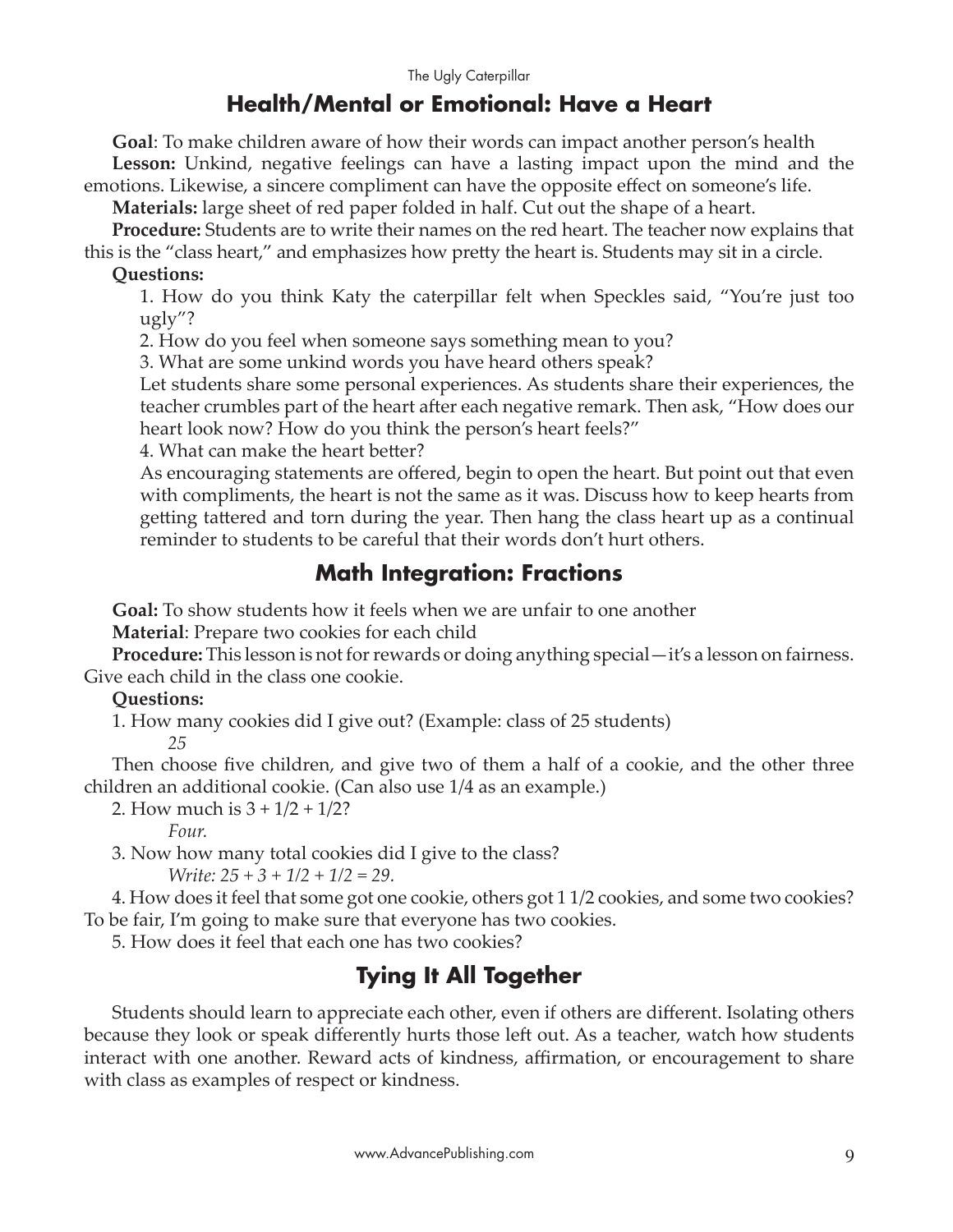## Health/Mental or Emotional: Have a Heart

**Goal**: To make children aware of how their words can impact another person's health

**Lesson:** Unkind, negative feelings can have a lasting impact upon the mind and the emotions. Likewise, a sincere compliment can have the opposite effect on someone's life.

**Materials:** large sheet of red paper folded in half. Cut out the shape of a heart.

**Procedure:** Students are to write their names on the red heart. The teacher now explains that this is the "class heart," and emphasizes how pretty the heart is. Students may sit in a circle.

**Questions:**

1. How do you think Katy the caterpillar felt when Speckles said, "You're just too ugly"?
2. How do you feel when someone says something mean to you?
3. What are some unkind words you have heard others speak?

Let students share some personal experiences. As students share their experiences, the teacher crumbles part of the heart after each negative remark. Then ask, "How does our heart look now? How do you think the person's heart feels?"

4. What can make the heart better?

As encouraging statements are offered, begin to open the heart. But point out that even with compliments, the heart is not the same as it was. Discuss how to keep hearts from getting tattered and torn during the year. Then hang the class heart up as a continual reminder to students to be careful that their words don't hurt others.

## Math Integration: Fractions

**Goal:** To show students how it feels when we are unfair to one another

**Material**: Prepare two cookies for each child

**Procedure:** This lesson is not for rewards or doing anything special—it's a lesson on fairness. Give each child in the class one cookie.

**Questions:**

1. How many cookies did I give out? (Example: class of 25 students)

   *25*

Then choose five children, and give two of them a half of a cookie, and the other three children an additional cookie. (Can also use 1/4 as an example.)

2. How much is $3 + 1/2 + 1/2$?

   *Four.*

3. Now how many total cookies did I give to the class?

   *Write: $25 + 3 + 1/2 + 1/2 = 29$.*

4. How does it feel that some got one cookie, others got 1 1/2 cookies, and some two cookies? To be fair, I'm going to make sure that everyone has two cookies.

5. How does it feel that each one has two cookies?

## Tying It All Together

Students should learn to appreciate each other, even if others are different. Isolating others because they look or speak differently hurts those left out. As a teacher, watch how students interact with one another. Reward acts of kindness, affirmation, or encouragement to share with class as examples of respect or kindness.